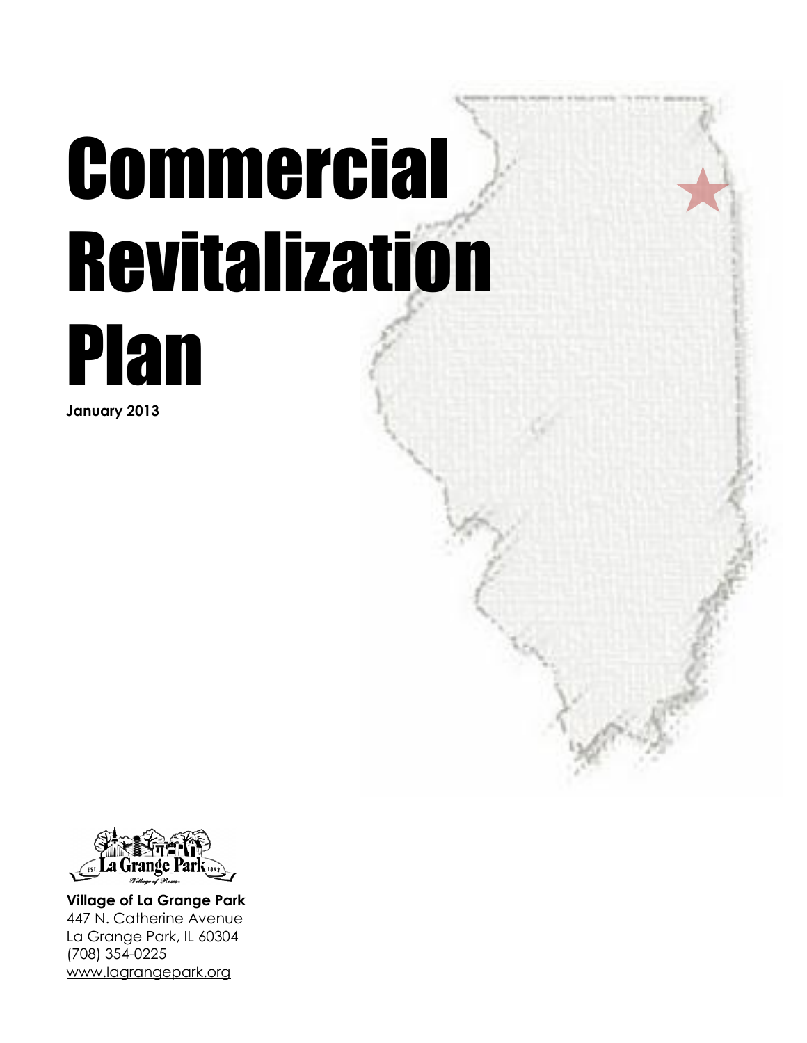# Commercial Revitalization Plan

**January 2013**

**Village of La Grange Park**
447 N. Catherine Avenue
La Grange Park, IL 60304
(708) 354-0225
www.lagrangepark.org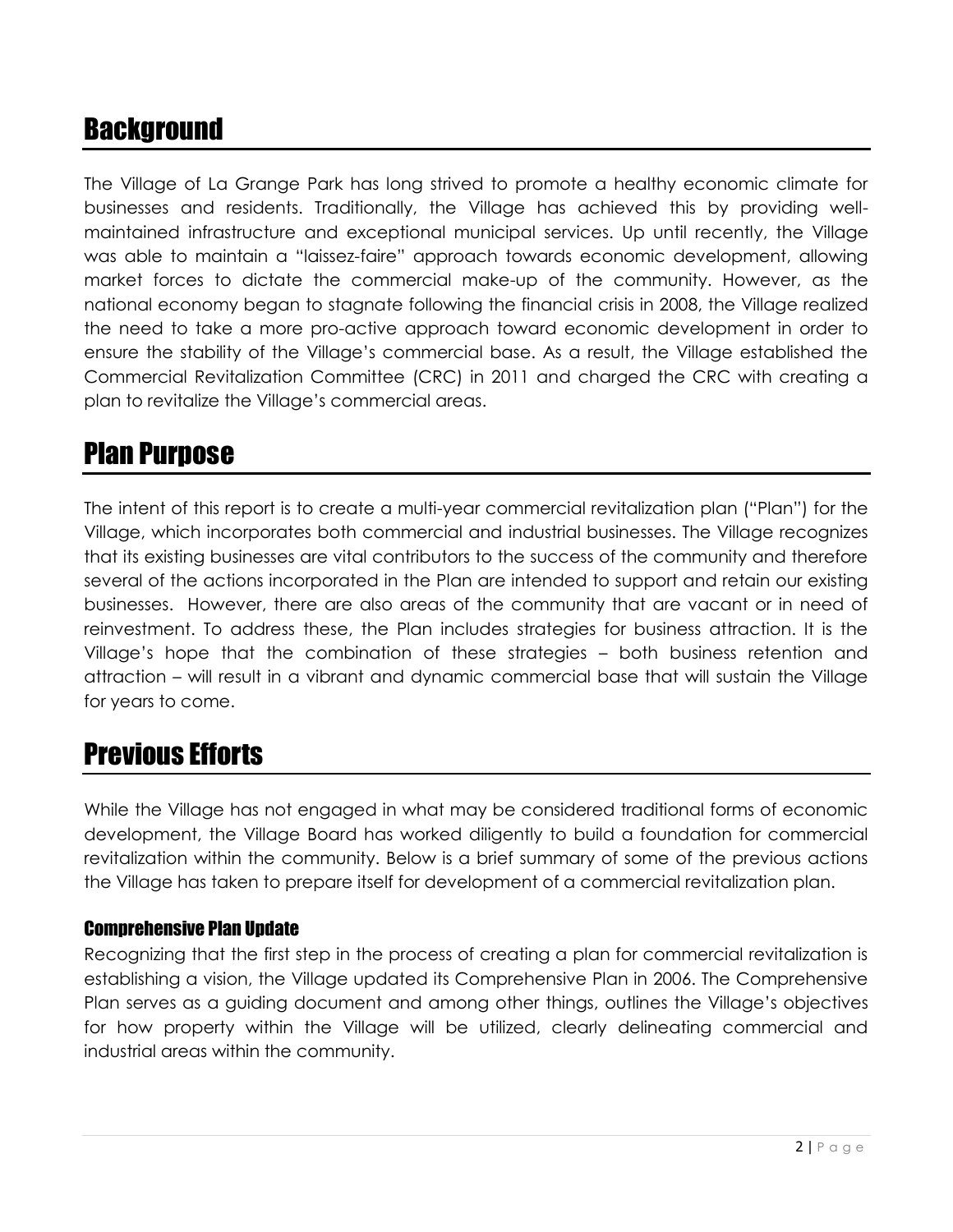## Background

The Village of La Grange Park has long strived to promote a healthy economic climate for businesses and residents. Traditionally, the Village has achieved this by providing well-maintained infrastructure and exceptional municipal services. Up until recently, the Village was able to maintain a "laissez-faire" approach towards economic development, allowing market forces to dictate the commercial make-up of the community. However, as the national economy began to stagnate following the financial crisis in 2008, the Village realized the need to take a more pro-active approach toward economic development in order to ensure the stability of the Village's commercial base. As a result, the Village established the Commercial Revitalization Committee (CRC) in 2011 and charged the CRC with creating a plan to revitalize the Village's commercial areas.

## Plan Purpose

The intent of this report is to create a multi-year commercial revitalization plan ("Plan") for the Village, which incorporates both commercial and industrial businesses. The Village recognizes that its existing businesses are vital contributors to the success of the community and therefore several of the actions incorporated in the Plan are intended to support and retain our existing businesses. However, there are also areas of the community that are vacant or in need of reinvestment. To address these, the Plan includes strategies for business attraction. It is the Village's hope that the combination of these strategies – both business retention and attraction – will result in a vibrant and dynamic commercial base that will sustain the Village for years to come.

## Previous Efforts

While the Village has not engaged in what may be considered traditional forms of economic development, the Village Board has worked diligently to build a foundation for commercial revitalization within the community. Below is a brief summary of some of the previous actions the Village has taken to prepare itself for development of a commercial revitalization plan.

### Comprehensive Plan Update

Recognizing that the first step in the process of creating a plan for commercial revitalization is establishing a vision, the Village updated its Comprehensive Plan in 2006. The Comprehensive Plan serves as a guiding document and among other things, outlines the Village's objectives for how property within the Village will be utilized, clearly delineating commercial and industrial areas within the community.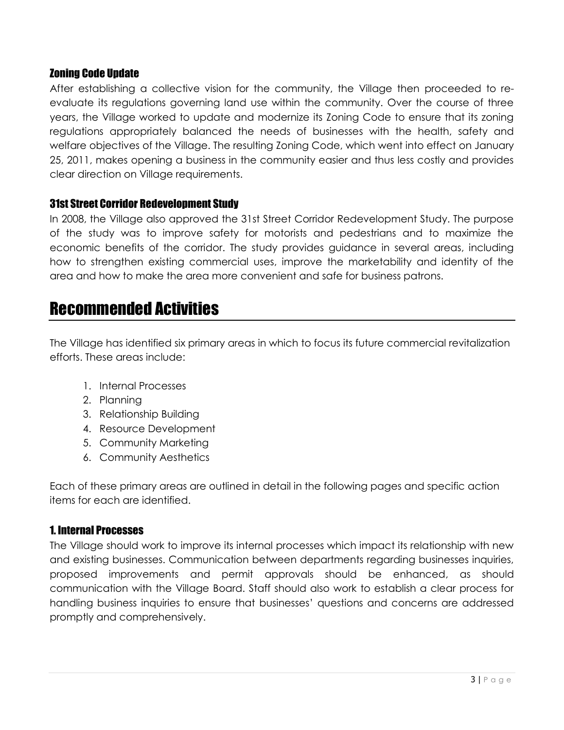### Zoning Code Update

After establishing a collective vision for the community, the Village then proceeded to re-evaluate its regulations governing land use within the community. Over the course of three years, the Village worked to update and modernize its Zoning Code to ensure that its zoning regulations appropriately balanced the needs of businesses with the health, safety and welfare objectives of the Village. The resulting Zoning Code, which went into effect on January 25, 2011, makes opening a business in the community easier and thus less costly and provides clear direction on Village requirements.

### 31st Street Corridor Redevelopment Study

In 2008, the Village also approved the 31st Street Corridor Redevelopment Study. The purpose of the study was to improve safety for motorists and pedestrians and to maximize the economic benefits of the corridor. The study provides guidance in several areas, including how to strengthen existing commercial uses, improve the marketability and identity of the area and how to make the area more convenient and safe for business patrons.

## Recommended Activities

The Village has identified six primary areas in which to focus its future commercial revitalization efforts. These areas include:

1. Internal Processes
2. Planning
3. Relationship Building
4. Resource Development
5. Community Marketing
6. Community Aesthetics

Each of these primary areas are outlined in detail in the following pages and specific action items for each are identified.

### 1. Internal Processes

The Village should work to improve its internal processes which impact its relationship with new and existing businesses. Communication between departments regarding businesses inquiries, proposed improvements and permit approvals should be enhanced, as should communication with the Village Board. Staff should also work to establish a clear process for handling business inquiries to ensure that businesses' questions and concerns are addressed promptly and comprehensively.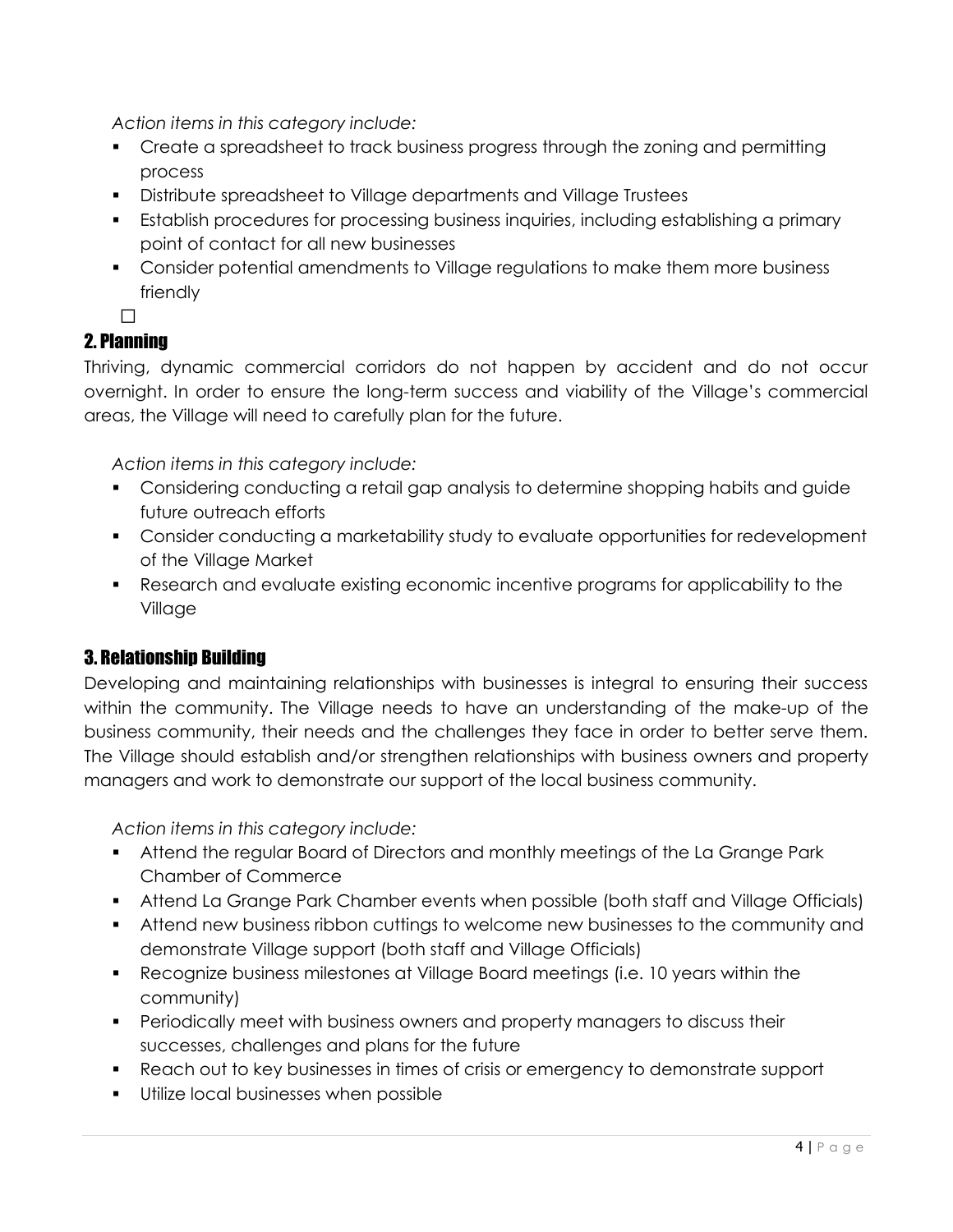*Action items in this category include:*

- Create a spreadsheet to track business progress through the zoning and permitting process
- Distribute spreadsheet to Village departments and Village Trustees
- Establish procedures for processing business inquiries, including establishing a primary point of contact for all new businesses
- Consider potential amendments to Village regulations to make them more business friendly

## 2. Planning

Thriving, dynamic commercial corridors do not happen by accident and do not occur overnight. In order to ensure the long-term success and viability of the Village's commercial areas, the Village will need to carefully plan for the future.

*Action items in this category include:*

- Considering conducting a retail gap analysis to determine shopping habits and guide future outreach efforts
- Consider conducting a marketability study to evaluate opportunities for redevelopment of the Village Market
- Research and evaluate existing economic incentive programs for applicability to the Village

## 3. Relationship Building

Developing and maintaining relationships with businesses is integral to ensuring their success within the community. The Village needs to have an understanding of the make-up of the business community, their needs and the challenges they face in order to better serve them. The Village should establish and/or strengthen relationships with business owners and property managers and work to demonstrate our support of the local business community.

*Action items in this category include:*

- Attend the regular Board of Directors and monthly meetings of the La Grange Park Chamber of Commerce
- Attend La Grange Park Chamber events when possible (both staff and Village Officials)
- Attend new business ribbon cuttings to welcome new businesses to the community and demonstrate Village support (both staff and Village Officials)
- Recognize business milestones at Village Board meetings (i.e. 10 years within the community)
- Periodically meet with business owners and property managers to discuss their successes, challenges and plans for the future
- Reach out to key businesses in times of crisis or emergency to demonstrate support
- Utilize local businesses when possible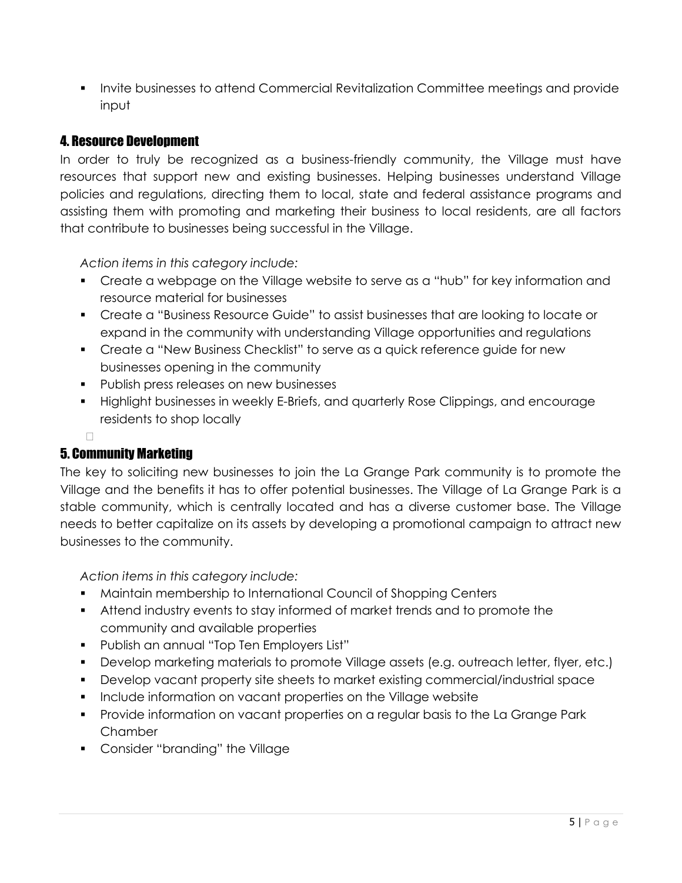- Invite businesses to attend Commercial Revitalization Committee meetings and provide input

## 4. Resource Development

In order to truly be recognized as a business-friendly community, the Village must have resources that support new and existing businesses. Helping businesses understand Village policies and regulations, directing them to local, state and federal assistance programs and assisting them with promoting and marketing their business to local residents, are all factors that contribute to businesses being successful in the Village.

*Action items in this category include:*

- Create a webpage on the Village website to serve as a "hub" for key information and resource material for businesses
- Create a "Business Resource Guide" to assist businesses that are looking to locate or expand in the community with understanding Village opportunities and regulations
- Create a "New Business Checklist" to serve as a quick reference guide for new businesses opening in the community
- Publish press releases on new businesses
- Highlight businesses in weekly E-Briefs, and quarterly Rose Clippings, and encourage residents to shop locally

## 5. Community Marketing

The key to soliciting new businesses to join the La Grange Park community is to promote the Village and the benefits it has to offer potential businesses. The Village of La Grange Park is a stable community, which is centrally located and has a diverse customer base. The Village needs to better capitalize on its assets by developing a promotional campaign to attract new businesses to the community.

*Action items in this category include:*

- Maintain membership to International Council of Shopping Centers
- Attend industry events to stay informed of market trends and to promote the community and available properties
- Publish an annual "Top Ten Employers List"
- Develop marketing materials to promote Village assets (e.g. outreach letter, flyer, etc.)
- Develop vacant property site sheets to market existing commercial/industrial space
- Include information on vacant properties on the Village website
- Provide information on vacant properties on a regular basis to the La Grange Park Chamber
- Consider "branding" the Village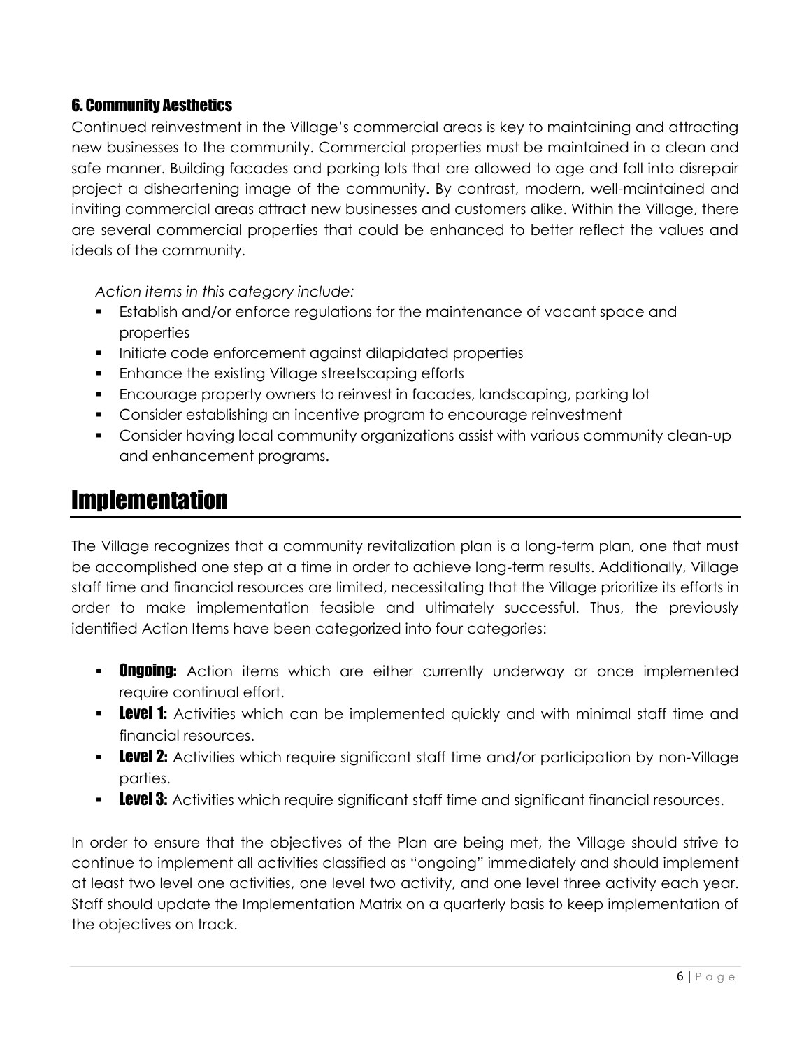### 6. Community Aesthetics

Continued reinvestment in the Village's commercial areas is key to maintaining and attracting new businesses to the community. Commercial properties must be maintained in a clean and safe manner. Building facades and parking lots that are allowed to age and fall into disrepair project a disheartening image of the community. By contrast, modern, well-maintained and inviting commercial areas attract new businesses and customers alike. Within the Village, there are several commercial properties that could be enhanced to better reflect the values and ideals of the community.

*Action items in this category include:*

- Establish and/or enforce regulations for the maintenance of vacant space and properties
- Initiate code enforcement against dilapidated properties
- Enhance the existing Village streetscaping efforts
- Encourage property owners to reinvest in facades, landscaping, parking lot
- Consider establishing an incentive program to encourage reinvestment
- Consider having local community organizations assist with various community clean-up and enhancement programs.

# Implementation

The Village recognizes that a community revitalization plan is a long-term plan, one that must be accomplished one step at a time in order to achieve long-term results. Additionally, Village staff time and financial resources are limited, necessitating that the Village prioritize its efforts in order to make implementation feasible and ultimately successful. Thus, the previously identified Action Items have been categorized into four categories:

- **Ongoing:** Action items which are either currently underway or once implemented require continual effort.
- **Level 1:** Activities which can be implemented quickly and with minimal staff time and financial resources.
- **Level 2:** Activities which require significant staff time and/or participation by non-Village parties.
- **Level 3:** Activities which require significant staff time and significant financial resources.

In order to ensure that the objectives of the Plan are being met, the Village should strive to continue to implement all activities classified as "ongoing" immediately and should implement at least two level one activities, one level two activity, and one level three activity each year. Staff should update the Implementation Matrix on a quarterly basis to keep implementation of the objectives on track.